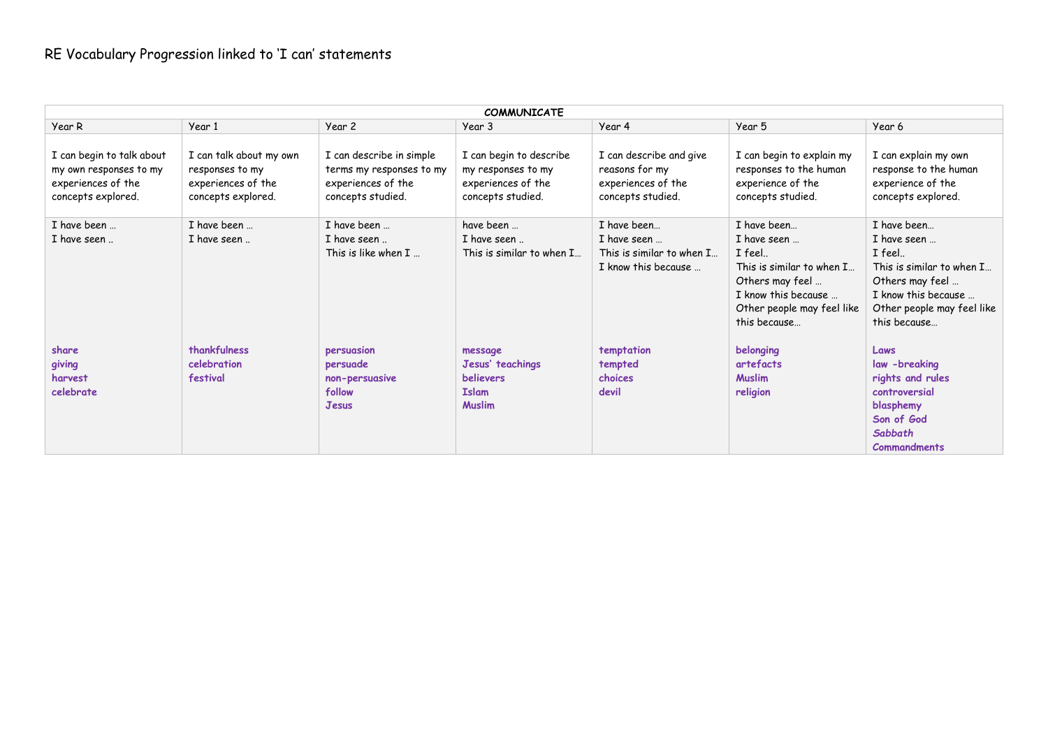# RE Vocabulary Progression linked to 'I can' statements

| COMMUNICATE | | | | | | |
|---|---|---|---|---|---|---|
| Year R | Year 1 | Year 2 | Year 3 | Year 4 | Year 5 | Year 6 |
| I can begin to talk about my own responses to my experiences of the concepts explored. | I can talk about my own responses to my experiences of the concepts explored. | I can describe in simple terms my responses to my experiences of the concepts studied. | I can begin to describe my responses to my experiences of the concepts studied. | I can describe and give reasons for my experiences of the concepts studied. | I can begin to explain my responses to the human experience of the concepts studied. | I can explain my own response to the human experience of the concepts explored. |
| I have been …<br>I have seen ..<br><br>**share**<br>**giving**<br>**harvest**<br>**celebrate** | I have been …<br>I have seen ..<br><br>**thankfulness**<br>**celebration**<br>**festival** | I have been …<br>I have seen ..<br>This is like when I …<br><br>**persuasion**<br>**persuade**<br>**non-persuasive**<br>**follow**<br>**Jesus** | have been …<br>I have seen ..<br>This is similar to when I…<br><br>**message**<br>**Jesus' teachings**<br>**believers**<br>**Islam**<br>**Muslim** | I have been…<br>I have seen …<br>This is similar to when I…<br>I know this because …<br><br>**temptation**<br>**tempted**<br>**choices**<br>**devil** | I have been…<br>I have seen …<br>I feel..<br>This is similar to when I…<br>Others may feel …<br>I know this because …<br>Other people may feel like this because…<br><br>**belonging**<br>**artefacts**<br>**Muslim**<br>**religion** | I have been…<br>I have seen …<br>I feel..<br>This is similar to when I…<br>Others may feel …<br>I know this because …<br>Other people may feel like this because…<br><br>**Laws**<br>**law -breaking**<br>**rights and rules**<br>**controversial**<br>**blasphemy**<br>**Son of God**<br>***Sabbath***<br>**Commandments** |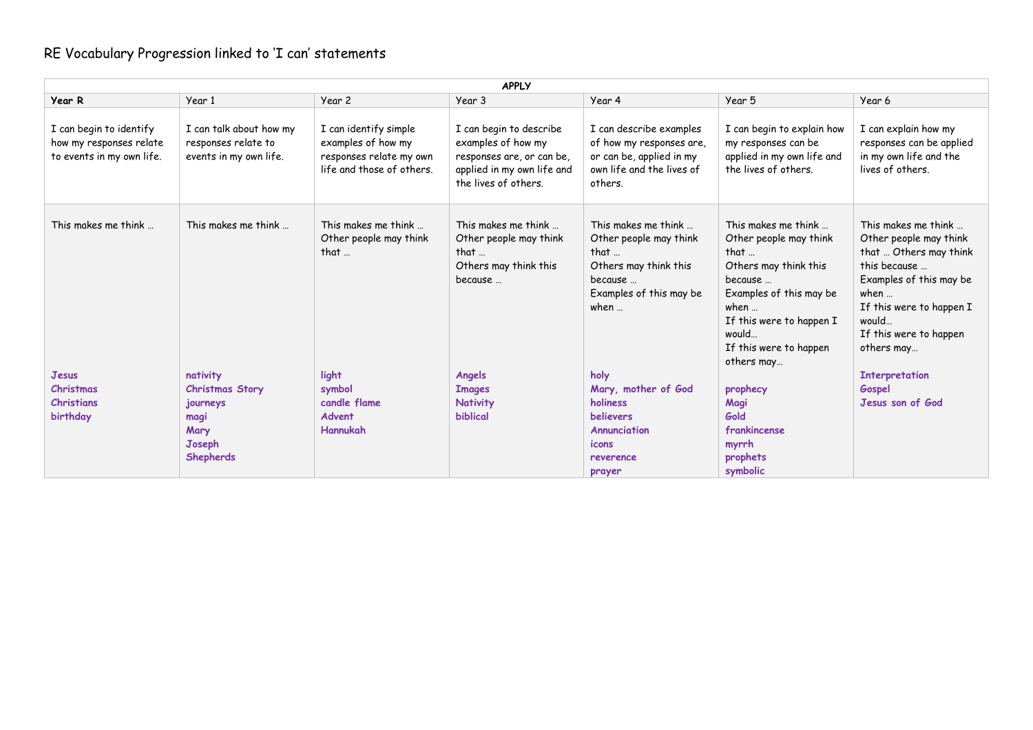# RE Vocabulary Progression linked to 'I can' statements

| APPLY | | | | | | |
|---|---|---|---|---|---|---|
| **Year R** | Year 1 | Year 2 | Year 3 | Year 4 | Year 5 | Year 6 |
| I can begin to identify how my responses relate to events in my own life. | I can talk about how my responses relate to events in my own life. | I can identify simple examples of how my responses relate my own life and those of others. | I can begin to describe examples of how my responses are, or can be, applied in my own life and the lives of others. | I can describe examples of how my responses are, or can be, applied in my own life and the lives of others. | I can begin to explain how my responses can be applied in my own life and the lives of others. | I can explain how my responses can be applied in my own life and the lives of others. |
| This makes me think …<br><br>**Jesus**<br>**Christmas**<br>**Christians**<br>**birthday** | This makes me think …<br><br>**nativity**<br>**Christmas Story**<br>**journeys**<br>**magi**<br>**Mary**<br>**Joseph**<br>**Shepherds** | This makes me think …<br>Other people may think that …<br><br>**light**<br>**symbol**<br>**candle flame**<br>**Advent**<br>**Hannukah** | This makes me think …<br>Other people may think that …<br>Others may think this because …<br><br>**Angels**<br>**Images**<br>**Nativity**<br>**biblical** | This makes me think …<br>Other people may think that …<br>Others may think this because …<br>Examples of this may be when …<br><br>**holy**<br>**Mary, mother of God**<br>**holiness**<br>**believers**<br>**Annunciation**<br>**icons**<br>**reverence**<br>**prayer** | This makes me think …<br>Other people may think that …<br>Others may think this because …<br>Examples of this may be when …<br>If this were to happen I would…<br>If this were to happen others may…<br><br>**prophecy**<br>**Magi**<br>**Gold**<br>**frankincense**<br>**myrrh**<br>**prophets**<br>**symbolic** | This makes me think …<br>Other people may think that … Others may think this because …<br>Examples of this may be when …<br>If this were to happen I would…<br>If this were to happen others may…<br><br>**Interpretation**<br>**Gospel**<br>**Jesus son of God** |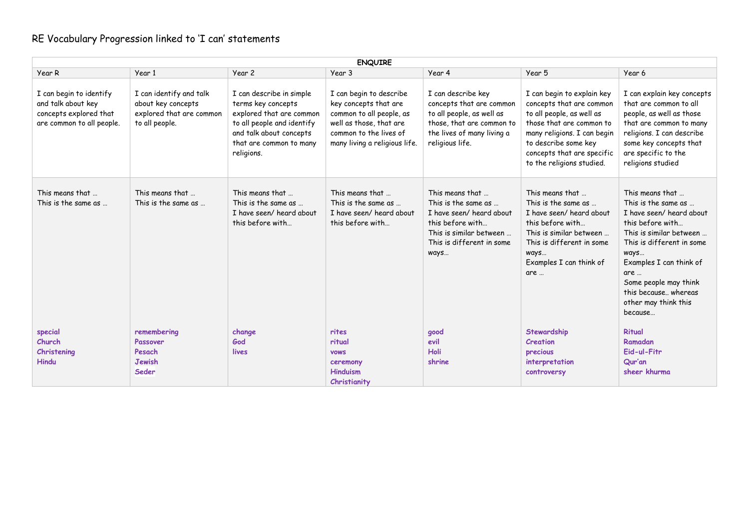# RE Vocabulary Progression linked to 'I can' statements

| ENQUIRE | | | | | | |
|---|---|---|---|---|---|---|
| Year R | Year 1 | Year 2 | Year 3 | Year 4 | Year 5 | Year 6 |
| I can begin to identify and talk about key concepts explored that are common to all people. | I can identify and talk about key concepts explored that are common to all people. | I can describe in simple terms key concepts explored that are common to all people and identify and talk about concepts that are common to many religions. | I can begin to describe key concepts that are common to all people, as well as those, that are common to the lives of many living a religious life. | I can describe key concepts that are common to all people, as well as those, that are common to the lives of many living a religious life. | I can begin to explain key concepts that are common to all people, as well as those that are common to many religions. I can begin to describe some key concepts that are specific to the religions studied. | I can explain key concepts that are common to all people, as well as those that are common to many religions. I can describe some key concepts that are specific to the religions studied |
| This means that …<br>This is the same as … | This means that …<br>This is the same as … | This means that …<br>This is the same as …<br>I have seen/ heard about this before with… | This means that …<br>This is the same as …<br>I have seen/ heard about this before with… | This means that …<br>This is the same as …<br>I have seen/ heard about this before with…<br>This is similar between …<br>This is different in some ways… | This means that …<br>This is the same as …<br>I have seen/ heard about this before with…<br>This is similar between …<br>This is different in some ways…<br>Examples I can think of are … | This means that …<br>This is the same as …<br>I have seen/ heard about this before with…<br>This is similar between …<br>This is different in some ways…<br>Examples I can think of are …<br>Some people may think this because.. whereas other may think this because… |
| **special**<br>**Church**<br>**Christening**<br>**Hindu** | **remembering**<br>**Passover**<br>**Pesach**<br>**Jewish**<br>**Seder** | **change**<br>**God**<br>**lives** | **rites**<br>**ritual**<br>**vows**<br>**ceremony**<br>**Hinduism**<br>**Christianity** | **good**<br>**evil**<br>**Holi**<br>**shrine** | **Stewardship**<br>**Creation**<br>**precious**<br>**interpretation**<br>**controversy** | **Ritual**<br>**Ramadan**<br>**Eid-ul-Fitr**<br>**Qur'an**<br>**sheer khurma** |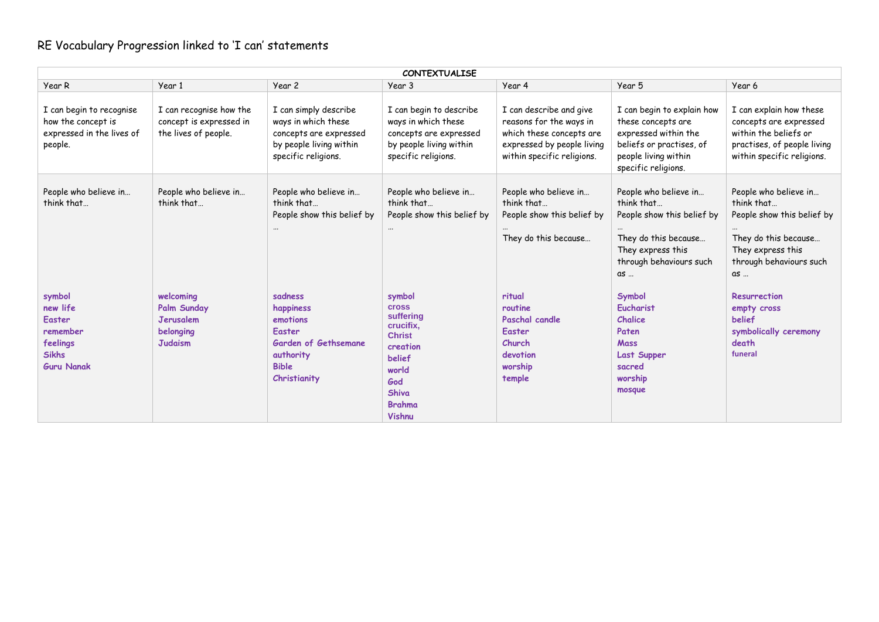# RE Vocabulary Progression linked to 'I can' statements

| CONTEXTUALISE | | | | | | |
|---|---|---|---|---|---|---|
| Year R | Year 1 | Year 2 | Year 3 | Year 4 | Year 5 | Year 6 |
| I can begin to recognise how the concept is expressed in the lives of people. | I can recognise how the concept is expressed in the lives of people. | I can simply describe ways in which these concepts are expressed by people living within specific religions. | I can begin to describe ways in which these concepts are expressed by people living within specific religions. | I can describe and give reasons for the ways in which these concepts are expressed by people living within specific religions. | I can begin to explain how these concepts are expressed within the beliefs or practises, of people living within specific religions. | I can explain how these concepts are expressed within the beliefs or practises, of people living within specific religions. |
| People who believe in… think that… | People who believe in… think that… | People who believe in… think that…<br>People show this belief by … | People who believe in… think that…<br>People show this belief by … | People who believe in… think that…<br>People show this belief by …<br>They do this because… | People who believe in… think that…<br>People show this belief by …<br>They do this because…<br>They express this through behaviours such as … | People who believe in… think that…<br>People show this belief by …<br>They do this because…<br>They express this through behaviours such as … |
| **symbol**<br>**new life**<br>**Easter**<br>**remember**<br>**feelings**<br>**Sikhs**<br>**Guru Nanak** | **welcoming**<br>**Palm Sunday**<br>**Jerusalem**<br>**belonging**<br>**Judaism** | **sadness**<br>**happiness**<br>**emotions**<br>**Easter**<br>**Garden of Gethsemane**<br>**authority**<br>**Bible**<br>**Christianity** | **symbol**<br>**cross**<br>**suffering**<br>**crucifix,**<br>**Christ**<br>**creation**<br>**belief**<br>**world**<br>**God**<br>**Shiva**<br>**Brahma**<br>**Vishnu** | **ritual**<br>**routine**<br>**Paschal candle**<br>**Easter**<br>**Church**<br>**devotion**<br>**worship**<br>**temple** | **Symbol**<br>**Eucharist**<br>**Chalice**<br>**Paten**<br>**Mass**<br>**Last Supper**<br>**sacred**<br>**worship**<br>**mosque** | **Resurrection**<br>**empty cross**<br>**belief**<br>**symbolically ceremony**<br>**death**<br>**funeral** |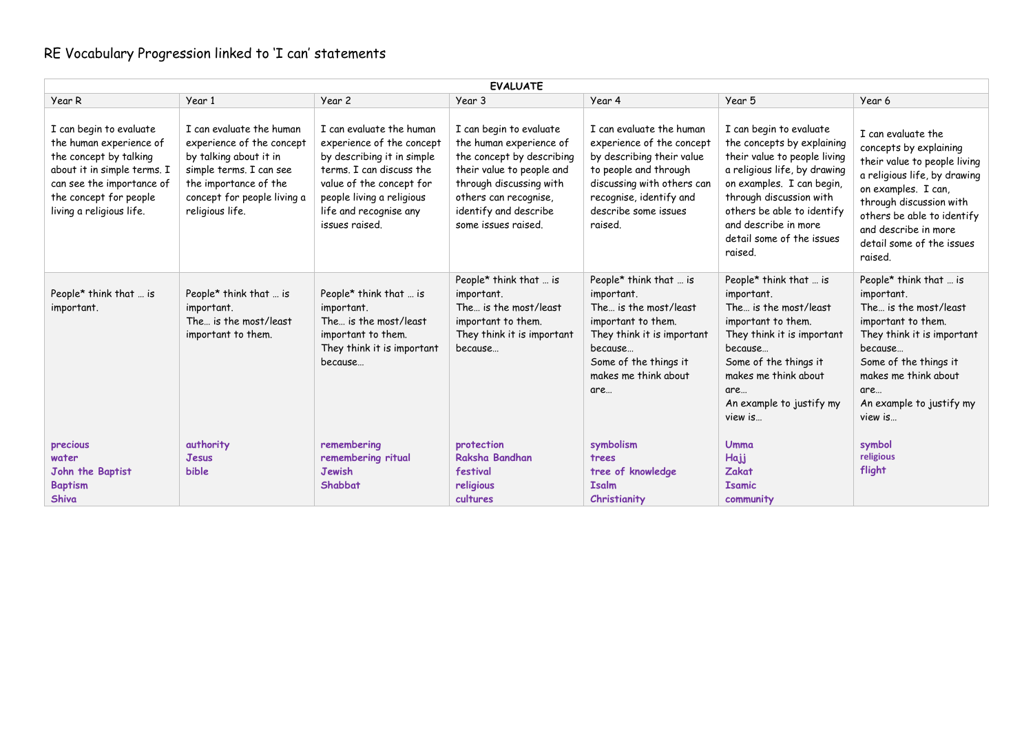# RE Vocabulary Progression linked to 'I can' statements

| EVALUATE | | | | | | |
|---|---|---|---|---|---|---|
| Year R | Year 1 | Year 2 | Year 3 | Year 4 | Year 5 | Year 6 |
| I can begin to evaluate the human experience of the concept by talking about it in simple terms. I can see the importance of the concept for people living a religious life. | I can evaluate the human experience of the concept by talking about it in simple terms. I can see the importance of the concept for people living a religious life. | I can evaluate the human experience of the concept by describing it in simple terms. I can discuss the value of the concept for people living a religious life and recognise any issues raised. | I can begin to evaluate the human experience of the concept by describing their value to people and through discussing with others can recognise, identify and describe some issues raised. | I can evaluate the human experience of the concept by describing their value to people and through discussing with others can recognise, identify and describe some issues raised. | I can begin to evaluate the concepts by explaining their value to people living a religious life, by drawing on examples. I can begin, through discussion with others be able to identify and describe in more detail some of the issues raised. | I can evaluate the concepts by explaining their value to people living a religious life, by drawing on examples. I can, through discussion with others be able to identify and describe in more detail some of the issues raised. |
| People* think that … is important.<br><br>**precious**<br>**water**<br>**John the Baptist**<br>**Baptism**<br>**Shiva** | People* think that … is important.<br>The… is the most/least important to them.<br><br>**authority**<br>**Jesus**<br>**bible** | People* think that … is important.<br>The… is the most/least important to them.<br>They think it is important because…<br><br>**remembering**<br>**remembering ritual**<br>**Jewish**<br>**Shabbat** | People* think that … is important.<br>The… is the most/least important to them.<br>They think it is important because…<br><br>**protection**<br>**Raksha Bandhan**<br>**festival**<br>**religious**<br>**cultures** | People* think that … is important.<br>The… is the most/least important to them.<br>They think it is important because…<br>Some of the things it makes me think about are…<br><br>**symbolism**<br>**trees**<br>**tree of knowledge**<br>**Isalm**<br>**Christianity** | People* think that … is important.<br>The… is the most/least important to them.<br>They think it is important because…<br>Some of the things it makes me think about are…<br>An example to justify my view is…<br><br>**Umma**<br>**Hajj**<br>**Zakat**<br>**Isamic**<br>**community** | People* think that … is important.<br>The… is the most/least important to them.<br>They think it is important because…<br>Some of the things it makes me think about are…<br>An example to justify my view is…<br><br>**symbol**<br>**religious**<br>**flight** |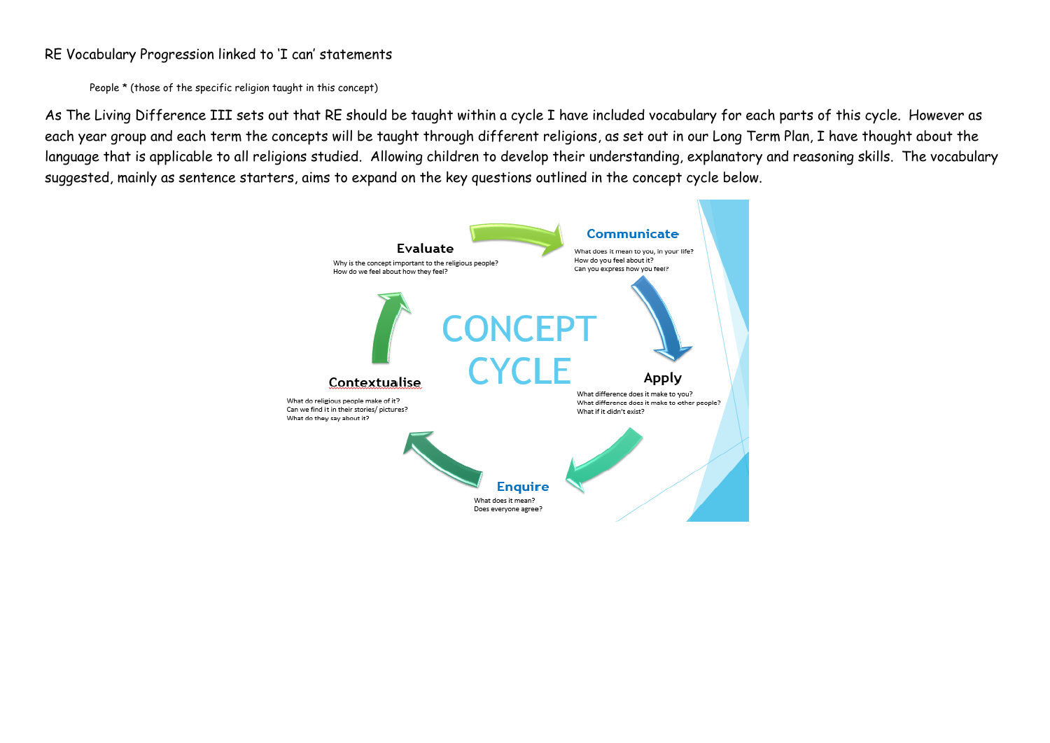RE Vocabulary Progression linked to 'I can' statements

People * (those of the specific religion taught in this concept)

As The Living Difference III sets out that RE should be taught within a cycle I have included vocabulary for each parts of this cycle. However as each year group and each term the concepts will be taught through different religions, as set out in our Long Term Plan, I have thought about the language that is applicable to all religions studied. Allowing children to develop their understanding, explanatory and reasoning skills. The vocabulary suggested, mainly as sentence starters, aims to expand on the key questions outlined in the concept cycle below.

CONCEPT CYCLE

Communicate
What does it mean to you, in your life?
How do you feel about it?
Can you express how you feel?

Apply
What difference does it make to you?
What difference does it make to other people?
What if it didn't exist?

Enquire
What does it mean?
Does everyone agree?

Contextualise
What do religious people make of it?
Can we find it in their stories/ pictures?
What do they say about it?

Evaluate
Why is the concept important to the religious people?
How do we feel about how they feel?